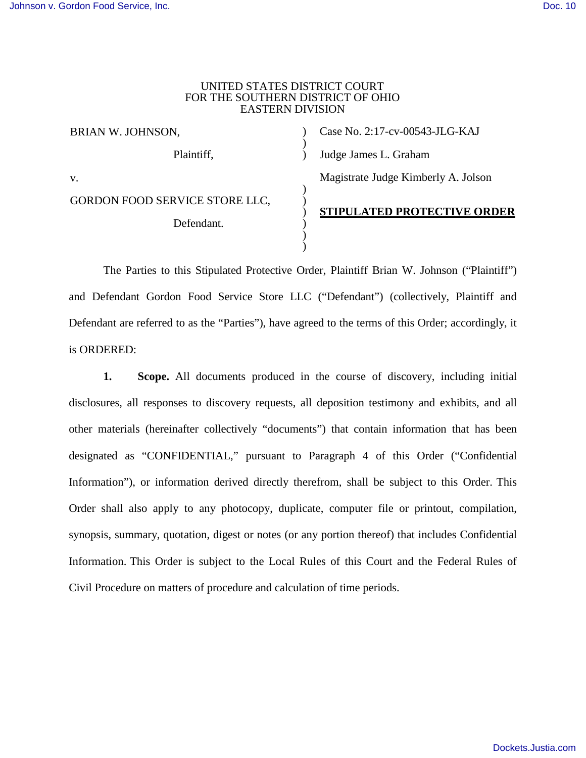UNITED STATES DISTRICT COURT
FOR THE SOUTHERN DISTRICT OF OHIO
EASTERN DIVISION

| | | |
|---|---|---|
| BRIAN W. JOHNSON, | ) | Case No. 2:17-cv-00543-JLG-KAJ |
| Plaintiff, | ) | Judge James L. Graham |
| v. | ) | Magistrate Judge Kimberly A. Jolson |
| GORDON FOOD SERVICE STORE LLC, | ) | |
| Defendant. | ) | **STIPULATED PROTECTIVE ORDER** |

The Parties to this Stipulated Protective Order, Plaintiff Brian W. Johnson ("Plaintiff") and Defendant Gordon Food Service Store LLC ("Defendant") (collectively, Plaintiff and Defendant are referred to as the "Parties"), have agreed to the terms of this Order; accordingly, it is ORDERED:

**1. Scope.** All documents produced in the course of discovery, including initial disclosures, all responses to discovery requests, all deposition testimony and exhibits, and all other materials (hereinafter collectively "documents") that contain information that has been designated as "CONFIDENTIAL," pursuant to Paragraph 4 of this Order ("Confidential Information"), or information derived directly therefrom, shall be subject to this Order. This Order shall also apply to any photocopy, duplicate, computer file or printout, compilation, synopsis, summary, quotation, digest or notes (or any portion thereof) that includes Confidential Information. This Order is subject to the Local Rules of this Court and the Federal Rules of Civil Procedure on matters of procedure and calculation of time periods.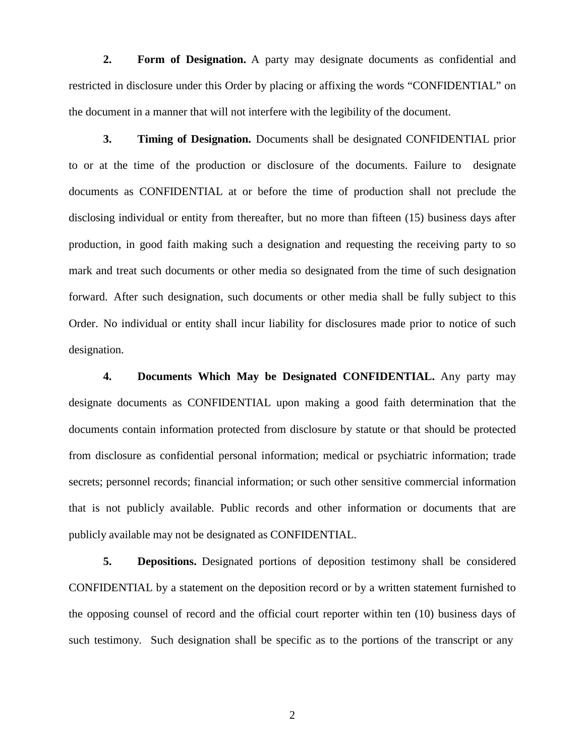**2. Form of Designation.** A party may designate documents as confidential and restricted in disclosure under this Order by placing or affixing the words "CONFIDENTIAL" on the document in a manner that will not interfere with the legibility of the document.

**3. Timing of Designation.** Documents shall be designated CONFIDENTIAL prior to or at the time of the production or disclosure of the documents. Failure to designate documents as CONFIDENTIAL at or before the time of production shall not preclude the disclosing individual or entity from thereafter, but no more than fifteen (15) business days after production, in good faith making such a designation and requesting the receiving party to so mark and treat such documents or other media so designated from the time of such designation forward. After such designation, such documents or other media shall be fully subject to this Order. No individual or entity shall incur liability for disclosures made prior to notice of such designation.

**4. Documents Which May be Designated CONFIDENTIAL.** Any party may designate documents as CONFIDENTIAL upon making a good faith determination that the documents contain information protected from disclosure by statute or that should be protected from disclosure as confidential personal information; medical or psychiatric information; trade secrets; personnel records; financial information; or such other sensitive commercial information that is not publicly available. Public records and other information or documents that are publicly available may not be designated as CONFIDENTIAL.

**5. Depositions.** Designated portions of deposition testimony shall be considered CONFIDENTIAL by a statement on the deposition record or by a written statement furnished to the opposing counsel of record and the official court reporter within ten (10) business days of such testimony. Such designation shall be specific as to the portions of the transcript or any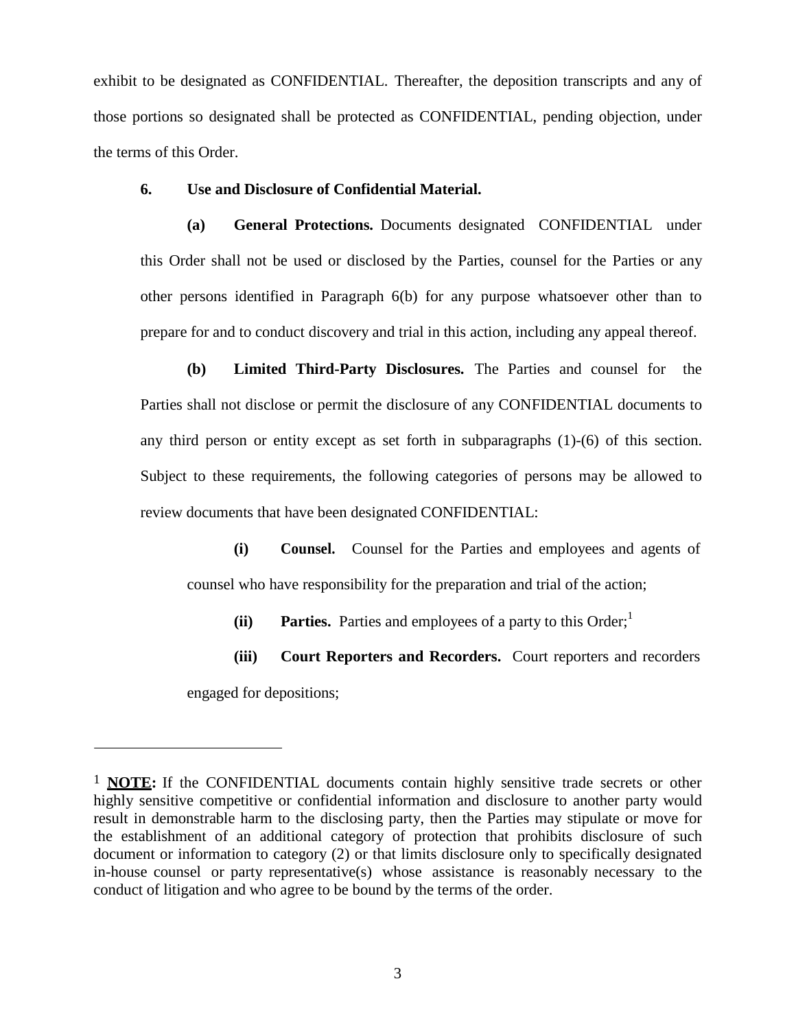exhibit to be designated as CONFIDENTIAL. Thereafter, the deposition transcripts and any of those portions so designated shall be protected as CONFIDENTIAL, pending objection, under the terms of this Order.

**6. Use and Disclosure of Confidential Material.**

**(a) General Protections.** Documents designated CONFIDENTIAL under this Order shall not be used or disclosed by the Parties, counsel for the Parties or any other persons identified in Paragraph 6(b) for any purpose whatsoever other than to prepare for and to conduct discovery and trial in this action, including any appeal thereof.

**(b) Limited Third-Party Disclosures.** The Parties and counsel for the Parties shall not disclose or permit the disclosure of any CONFIDENTIAL documents to any third person or entity except as set forth in subparagraphs (1)-(6) of this section. Subject to these requirements, the following categories of persons may be allowed to review documents that have been designated CONFIDENTIAL:

**(i) Counsel.** Counsel for the Parties and employees and agents of counsel who have responsibility for the preparation and trial of the action;

**(ii) Parties.** Parties and employees of a party to this Order;[1]

**(iii) Court Reporters and Recorders.** Court reporters and recorders engaged for depositions;

---

[1] **NOTE:** If the CONFIDENTIAL documents contain highly sensitive trade secrets or other highly sensitive competitive or confidential information and disclosure to another party would result in demonstrable harm to the disclosing party, then the Parties may stipulate or move for the establishment of an additional category of protection that prohibits disclosure of such document or information to category (2) or that limits disclosure only to specifically designated in-house counsel or party representative(s) whose assistance is reasonably necessary to the conduct of litigation and who agree to be bound by the terms of the order.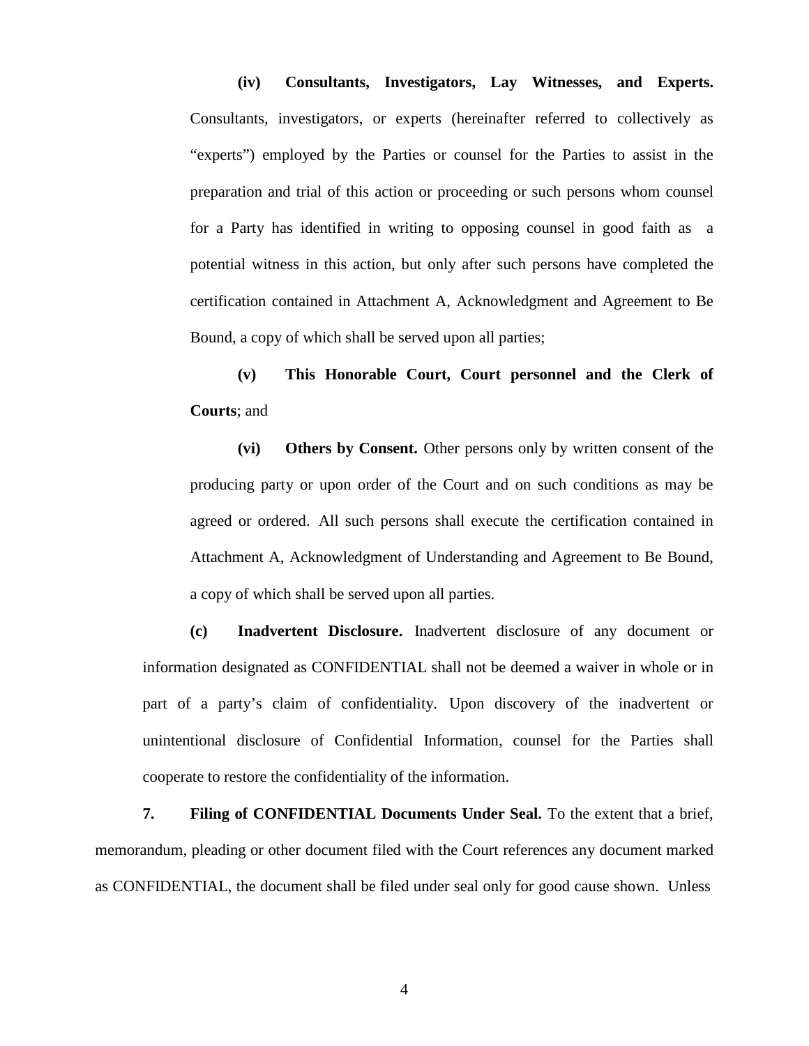**(iv) Consultants, Investigators, Lay Witnesses, and Experts.** Consultants, investigators, or experts (hereinafter referred to collectively as "experts") employed by the Parties or counsel for the Parties to assist in the preparation and trial of this action or proceeding or such persons whom counsel for a Party has identified in writing to opposing counsel in good faith as a potential witness in this action, but only after such persons have completed the certification contained in Attachment A, Acknowledgment and Agreement to Be Bound, a copy of which shall be served upon all parties;

**(v) This Honorable Court, Court personnel and the Clerk of Courts**; and

**(vi) Others by Consent.** Other persons only by written consent of the producing party or upon order of the Court and on such conditions as may be agreed or ordered. All such persons shall execute the certification contained in Attachment A, Acknowledgment of Understanding and Agreement to Be Bound, a copy of which shall be served upon all parties.

**(c) Inadvertent Disclosure.** Inadvertent disclosure of any document or information designated as CONFIDENTIAL shall not be deemed a waiver in whole or in part of a party's claim of confidentiality. Upon discovery of the inadvertent or unintentional disclosure of Confidential Information, counsel for the Parties shall cooperate to restore the confidentiality of the information.

**7. Filing of CONFIDENTIAL Documents Under Seal.** To the extent that a brief, memorandum, pleading or other document filed with the Court references any document marked as CONFIDENTIAL, the document shall be filed under seal only for good cause shown. Unless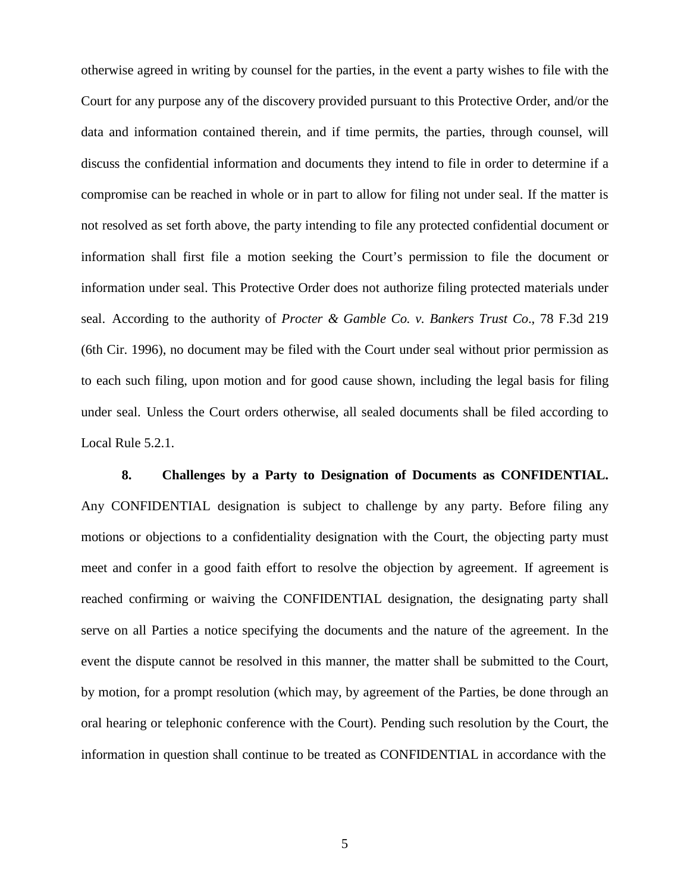otherwise agreed in writing by counsel for the parties, in the event a party wishes to file with the Court for any purpose any of the discovery provided pursuant to this Protective Order, and/or the data and information contained therein, and if time permits, the parties, through counsel, will discuss the confidential information and documents they intend to file in order to determine if a compromise can be reached in whole or in part to allow for filing not under seal. If the matter is not resolved as set forth above, the party intending to file any protected confidential document or information shall first file a motion seeking the Court's permission to file the document or information under seal. This Protective Order does not authorize filing protected materials under seal. According to the authority of *Procter & Gamble Co. v. Bankers Trust Co*., 78 F.3d 219 (6th Cir. 1996), no document may be filed with the Court under seal without prior permission as to each such filing, upon motion and for good cause shown, including the legal basis for filing under seal. Unless the Court orders otherwise, all sealed documents shall be filed according to Local Rule 5.2.1.

**8. Challenges by a Party to Designation of Documents as CONFIDENTIAL.** Any CONFIDENTIAL designation is subject to challenge by any party. Before filing any motions or objections to a confidentiality designation with the Court, the objecting party must meet and confer in a good faith effort to resolve the objection by agreement. If agreement is reached confirming or waiving the CONFIDENTIAL designation, the designating party shall serve on all Parties a notice specifying the documents and the nature of the agreement. In the event the dispute cannot be resolved in this manner, the matter shall be submitted to the Court, by motion, for a prompt resolution (which may, by agreement of the Parties, be done through an oral hearing or telephonic conference with the Court). Pending such resolution by the Court, the information in question shall continue to be treated as CONFIDENTIAL in accordance with the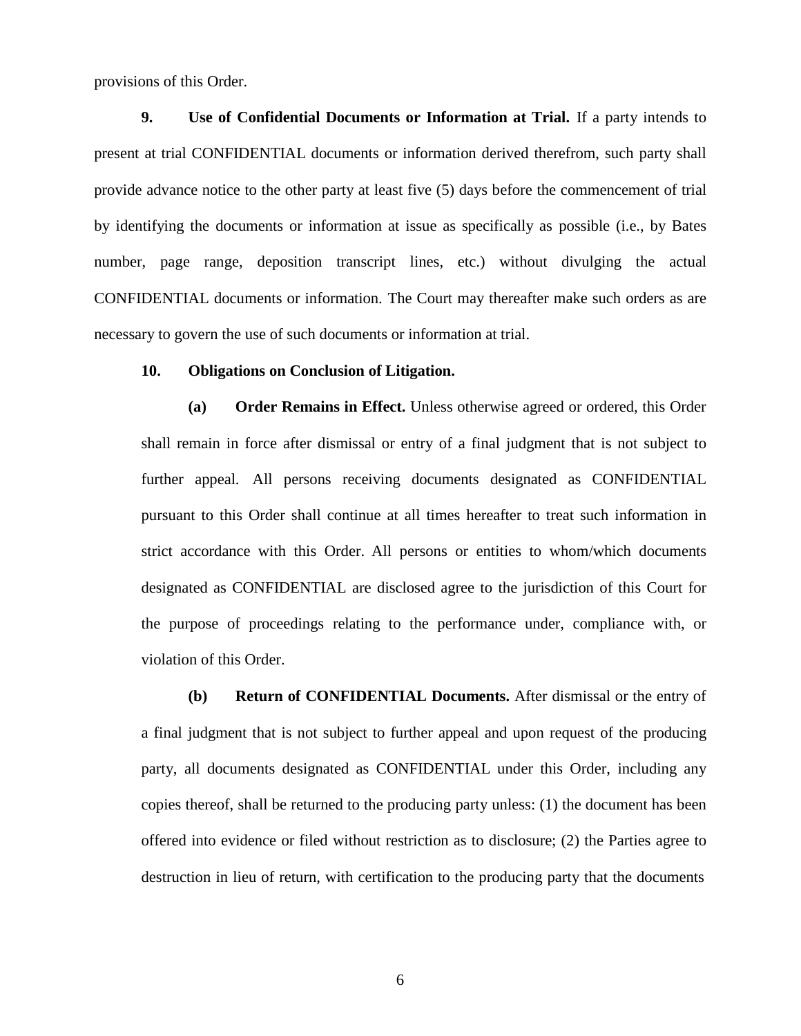provisions of this Order.

**9. Use of Confidential Documents or Information at Trial.** If a party intends to present at trial CONFIDENTIAL documents or information derived therefrom, such party shall provide advance notice to the other party at least five (5) days before the commencement of trial by identifying the documents or information at issue as specifically as possible (i.e., by Bates number, page range, deposition transcript lines, etc.) without divulging the actual CONFIDENTIAL documents or information. The Court may thereafter make such orders as are necessary to govern the use of such documents or information at trial.

**10. Obligations on Conclusion of Litigation.**

**(a) Order Remains in Effect.** Unless otherwise agreed or ordered, this Order shall remain in force after dismissal or entry of a final judgment that is not subject to further appeal. All persons receiving documents designated as CONFIDENTIAL pursuant to this Order shall continue at all times hereafter to treat such information in strict accordance with this Order. All persons or entities to whom/which documents designated as CONFIDENTIAL are disclosed agree to the jurisdiction of this Court for the purpose of proceedings relating to the performance under, compliance with, or violation of this Order.

**(b) Return of CONFIDENTIAL Documents.** After dismissal or the entry of a final judgment that is not subject to further appeal and upon request of the producing party, all documents designated as CONFIDENTIAL under this Order, including any copies thereof, shall be returned to the producing party unless: (1) the document has been offered into evidence or filed without restriction as to disclosure; (2) the Parties agree to destruction in lieu of return, with certification to the producing party that the documents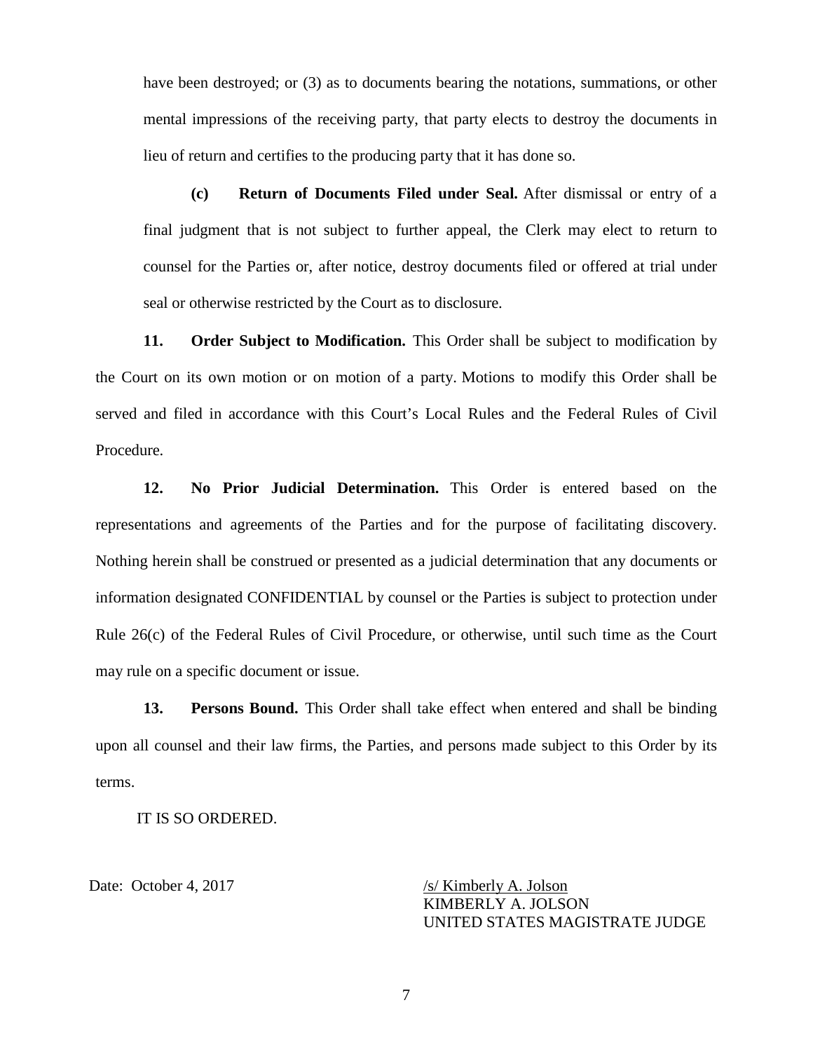have been destroyed; or (3) as to documents bearing the notations, summations, or other mental impressions of the receiving party, that party elects to destroy the documents in lieu of return and certifies to the producing party that it has done so.

**(c) Return of Documents Filed under Seal.** After dismissal or entry of a final judgment that is not subject to further appeal, the Clerk may elect to return to counsel for the Parties or, after notice, destroy documents filed or offered at trial under seal or otherwise restricted by the Court as to disclosure.

**11. Order Subject to Modification.** This Order shall be subject to modification by the Court on its own motion or on motion of a party. Motions to modify this Order shall be served and filed in accordance with this Court's Local Rules and the Federal Rules of Civil Procedure.

**12. No Prior Judicial Determination.** This Order is entered based on the representations and agreements of the Parties and for the purpose of facilitating discovery. Nothing herein shall be construed or presented as a judicial determination that any documents or information designated CONFIDENTIAL by counsel or the Parties is subject to protection under Rule 26(c) of the Federal Rules of Civil Procedure, or otherwise, until such time as the Court may rule on a specific document or issue.

**13. Persons Bound.** This Order shall take effect when entered and shall be binding upon all counsel and their law firms, the Parties, and persons made subject to this Order by its terms.

IT IS SO ORDERED.

Date: October 4, 2017

/s/ Kimberly A. Jolson
KIMBERLY A. JOLSON
UNITED STATES MAGISTRATE JUDGE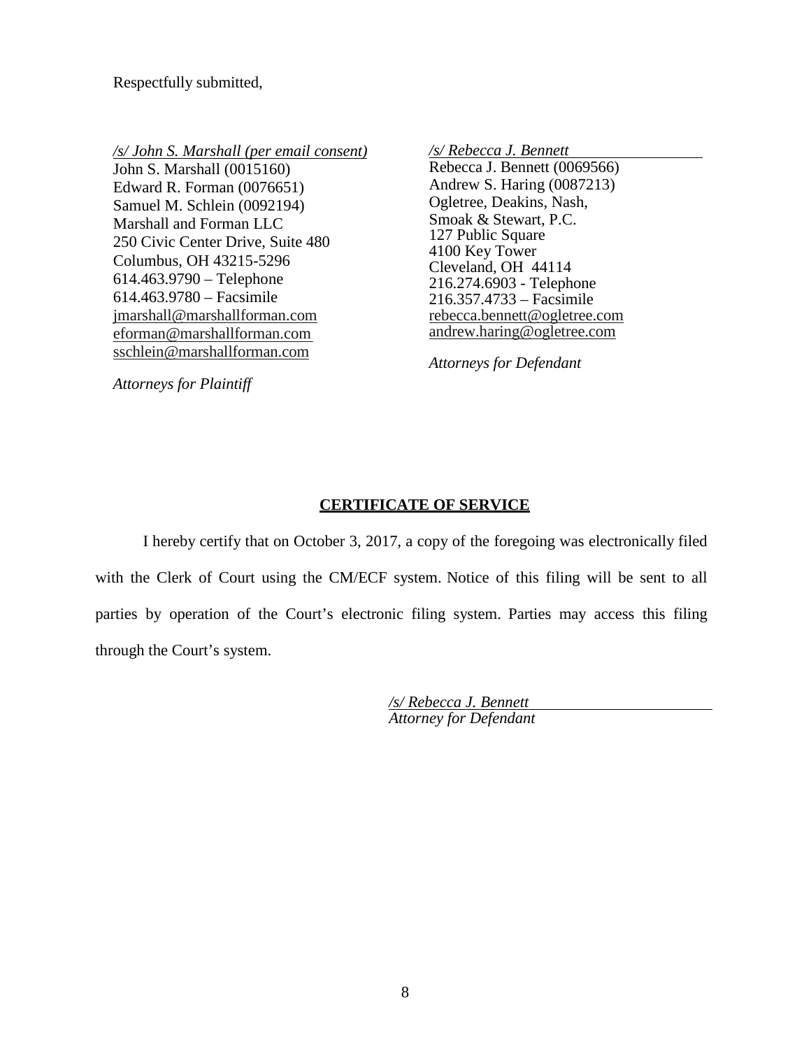Respectfully submitted,

*/s/ John S. Marshall (per email consent)*
John S. Marshall (0015160)
Edward R. Forman (0076651)
Samuel M. Schlein (0092194)
Marshall and Forman LLC
250 Civic Center Drive, Suite 480
Columbus, OH 43215-5296
614.463.9790 – Telephone
614.463.9780 – Facsimile
jmarshall@marshallforman.com
eforman@marshallforman.com
sschlein@marshallforman.com

*Attorneys for Plaintiff*

*/s/ Rebecca J. Bennett*
Rebecca J. Bennett (0069566)
Andrew S. Haring (0087213)
Ogletree, Deakins, Nash,
Smoak & Stewart, P.C.
127 Public Square
4100 Key Tower
Cleveland, OH 44114
216.274.6903 - Telephone
216.357.4733 – Facsimile
rebecca.bennett@ogletree.com
andrew.haring@ogletree.com

*Attorneys for Defendant*

## CERTIFICATE OF SERVICE

I hereby certify that on October 3, 2017, a copy of the foregoing was electronically filed with the Clerk of Court using the CM/ECF system. Notice of this filing will be sent to all parties by operation of the Court's electronic filing system. Parties may access this filing through the Court's system.

*/s/ Rebecca J. Bennett*
*Attorney for Defendant*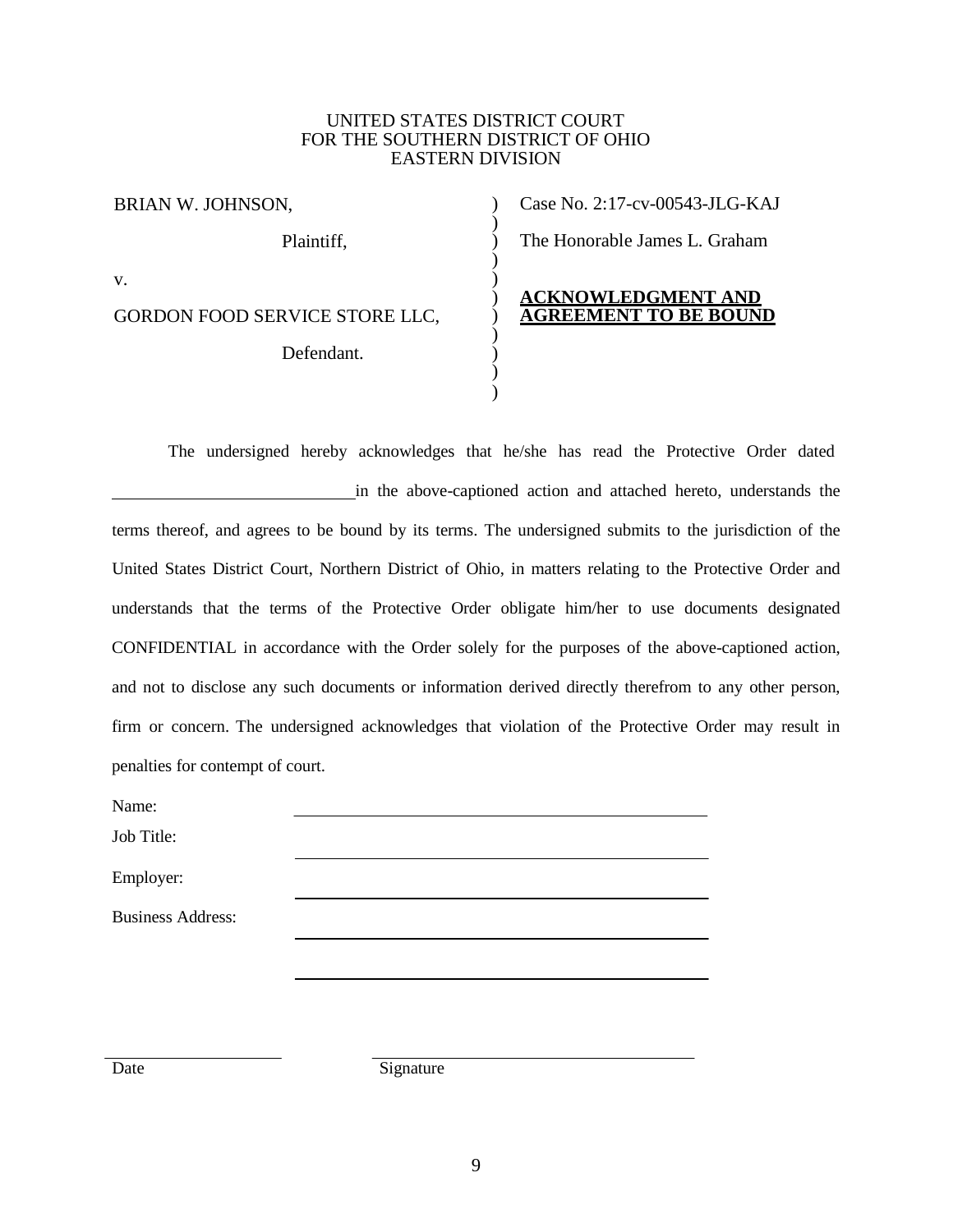UNITED STATES DISTRICT COURT
FOR THE SOUTHERN DISTRICT OF OHIO
EASTERN DIVISION

| | | |
|---|---|---|
| BRIAN W. JOHNSON, | ) | Case No. 2:17-cv-00543-JLG-KAJ |
| Plaintiff, | ) | The Honorable James L. Graham |
| v. | ) | |
| GORDON FOOD SERVICE STORE LLC, | ) | **ACKNOWLEDGMENT AND AGREEMENT TO BE BOUND** |
| Defendant. | ) | |

The undersigned hereby acknowledges that he/she has read the Protective Order dated \_\_\_\_\_\_\_\_\_\_\_\_\_\_\_\_\_\_\_\_\_\_\_\_\_\_\_\_ in the above-captioned action and attached hereto, understands the terms thereof, and agrees to be bound by its terms. The undersigned submits to the jurisdiction of the United States District Court, Northern District of Ohio, in matters relating to the Protective Order and understands that the terms of the Protective Order obligate him/her to use documents designated CONFIDENTIAL in accordance with the Order solely for the purposes of the above-captioned action, and not to disclose any such documents or information derived directly therefrom to any other person, firm or concern. The undersigned acknowledges that violation of the Protective Order may result in penalties for contempt of court.

Name: \_\_\_\_\_\_\_\_\_\_\_\_\_\_\_\_\_\_\_\_\_\_\_\_\_\_\_\_\_\_\_\_\_\_\_\_\_\_\_\_

Job Title: \_\_\_\_\_\_\_\_\_\_\_\_\_\_\_\_\_\_\_\_\_\_\_\_\_\_\_\_\_\_\_\_\_\_\_\_\_\_\_\_

Employer: \_\_\_\_\_\_\_\_\_\_\_\_\_\_\_\_\_\_\_\_\_\_\_\_\_\_\_\_\_\_\_\_\_\_\_\_\_\_\_\_

Business Address: \_\_\_\_\_\_\_\_\_\_\_\_\_\_\_\_\_\_\_\_\_\_\_\_\_\_\_\_\_\_\_\_\_\_\_\_\_\_\_\_

\_\_\_\_\_\_\_\_\_\_\_\_\_\_\_\_\_\_\_\_\_\_\_\_\_\_\_\_\_\_\_\_\_\_\_\_\_\_\_\_

\_\_\_\_\_\_\_\_\_\_\_\_\_\_\_\_\_\_ \_\_\_\_\_\_\_\_\_\_\_\_\_\_\_\_\_\_\_\_\_\_\_\_\_\_\_\_\_\_\_\_
Date Signature